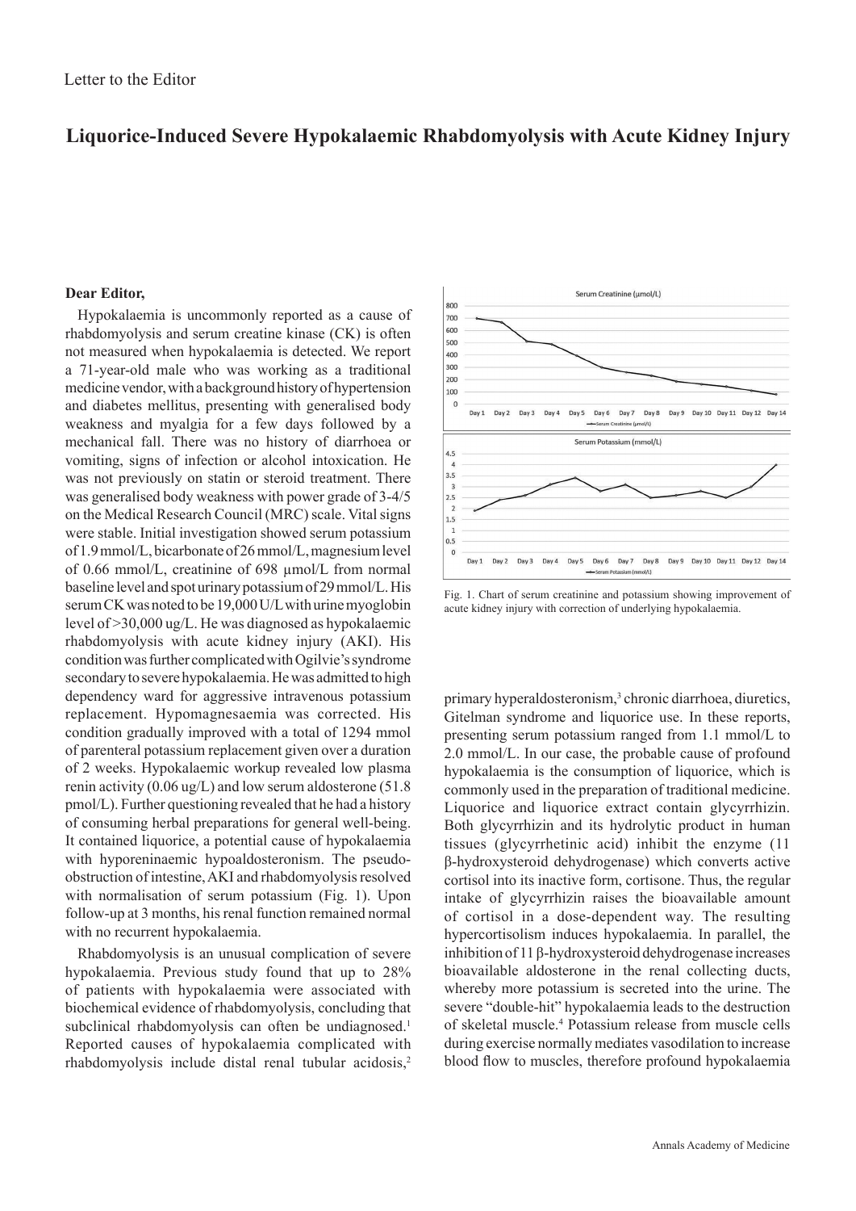Letter to the Editor

# Liquorice-Induced Severe Hypokalaemic Rhabdomyolysis with Acute Kidney Injury

**Dear Editor,**

Hypokalaemia is uncommonly reported as a cause of rhabdomyolysis and serum creatine kinase (CK) is often not measured when hypokalaemia is detected. We report a 71-year-old male who was working as a traditional medicine vendor, with a background history of hypertension and diabetes mellitus, presenting with generalised body weakness and myalgia for a few days followed by a mechanical fall. There was no history of diarrhoea or vomiting, signs of infection or alcohol intoxication. He was not previously on statin or steroid treatment. There was generalised body weakness with power grade of 3-4/5 on the Medical Research Council (MRC) scale. Vital signs were stable. Initial investigation showed serum potassium of 1.9 mmol/L, bicarbonate of 26 mmol/L, magnesium level of 0.66 mmol/L, creatinine of 698 µmol/L from normal baseline level and spot urinary potassium of 29 mmol/L. His serum CK was noted to be 19,000 U/L with urine myoglobin level of >30,000 ug/L. He was diagnosed as hypokalaemic rhabdomyolysis with acute kidney injury (AKI). His condition was further complicated with Ogilvie's syndrome secondary to severe hypokalaemia. He was admitted to high dependency ward for aggressive intravenous potassium replacement. Hypomagnesaemia was corrected. His condition gradually improved with a total of 1294 mmol of parenteral potassium replacement given over a duration of 2 weeks. Hypokalaemic workup revealed low plasma renin activity (0.06 ug/L) and low serum aldosterone (51.8 pmol/L). Further questioning revealed that he had a history of consuming herbal preparations for general well-being. It contained liquorice, a potential cause of hypokalaemia with hyporeninaemic hypoaldosteronism. The pseudo-obstruction of intestine, AKI and rhabdomyolysis resolved with normalisation of serum potassium (Fig. 1). Upon follow-up at 3 months, his renal function remained normal with no recurrent hypokalaemia.

Rhabdomyolysis is an unusual complication of severe hypokalaemia. Previous study found that up to 28% of patients with hypokalaemia were associated with biochemical evidence of rhabdomyolysis, concluding that subclinical rhabdomyolysis can often be undiagnosed.[1] Reported causes of hypokalaemia complicated with rhabdomyolysis include distal renal tubular acidosis,[2] primary hyperaldosteronism,[3] chronic diarrhoea, diuretics, Gitelman syndrome and liquorice use. In these reports, presenting serum potassium ranged from 1.1 mmol/L to 2.0 mmol/L. In our case, the probable cause of profound hypokalaemia is the consumption of liquorice, which is commonly used in the preparation of traditional medicine. Liquorice and liquorice extract contain glycyrrhizin. Both glycyrrhizin and its hydrolytic product in human tissues (glycyrrhetinic acid) inhibit the enzyme (11 β-hydroxysteroid dehydrogenase) which converts active cortisol into its inactive form, cortisone. Thus, the regular intake of glycyrrhizin raises the bioavailable amount of cortisol in a dose-dependent way. The resulting hypercortisolism induces hypokalaemia. In parallel, the inhibition of 11 β-hydroxysteroid dehydrogenase increases bioavailable aldosterone in the renal collecting ducts, whereby more potassium is secreted into the urine. The severe "double-hit" hypokalaemia leads to the destruction of skeletal muscle.[4] Potassium release from muscle cells during exercise normally mediates vasodilation to increase blood flow to muscles, therefore profound hypokalaemia

Fig. 1. Chart of serum creatinine and potassium showing improvement of acute kidney injury with correction of underlying hypokalaemia.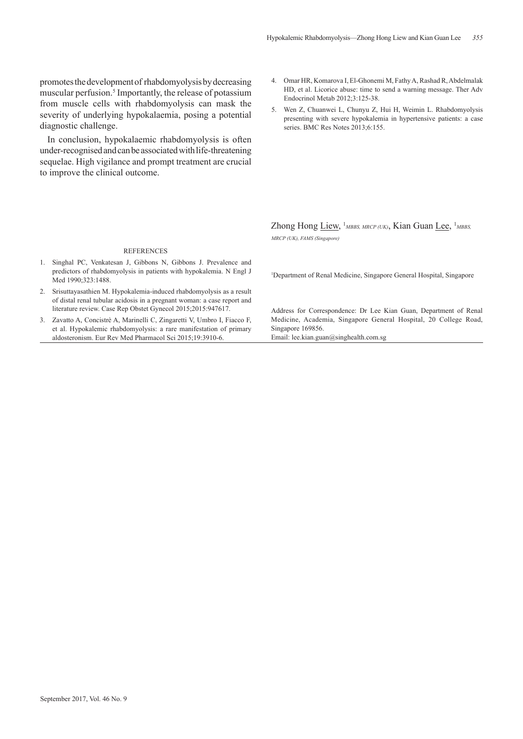promotes the development of rhabdomyolysis by decreasing muscular perfusion.[5] Importantly, the release of potassium from muscle cells with rhabdomyolysis can mask the severity of underlying hypokalaemia, posing a potential diagnostic challenge.

In conclusion, hypokalaemic rhabdomyolysis is often under-recognised and can be associated with life-threatening sequelae. High vigilance and prompt treatment are crucial to improve the clinical outcome.

Zhong Hong Liew, [1]*MBBS, MRCP (UK)*, Kian Guan Lee, [1]*MBBS, MRCP (UK), FAMS (Singapore)*

[1]Department of Renal Medicine, Singapore General Hospital, Singapore

Address for Correspondence: Dr Lee Kian Guan, Department of Renal Medicine, Academia, Singapore General Hospital, 20 College Road, Singapore 169856.
Email: lee.kian.guan@singhealth.com.sg

## REFERENCES

1. Singhal PC, Venkatesan J, Gibbons N, Gibbons J. Prevalence and predictors of rhabdomyolysis in patients with hypokalemia. N Engl J Med 1990;323:1488.
2. Srisuttayasathien M. Hypokalemia-induced rhabdomyolysis as a result of distal renal tubular acidosis in a pregnant woman: a case report and literature review. Case Rep Obstet Gynecol 2015;2015:947617.
3. Zavatto A, Concistrè A, Marinelli C, Zingaretti V, Umbro I, Fiacco F, et al. Hypokalemic rhabdomyolysis: a rare manifestation of primary aldosteronism. Eur Rev Med Pharmacol Sci 2015;19:3910-6.
4. Omar HR, Komarova I, El-Ghonemi M, Fathy A, Rashad R, Abdelmalak HD, et al. Licorice abuse: time to send a warning message. Ther Adv Endocrinol Metab 2012;3:125-38.
5. Wen Z, Chuanwei L, Chunyu Z, Hui H, Weimin L. Rhabdomyolysis presenting with severe hypokalemia in hypertensive patients: a case series. BMC Res Notes 2013;6:155.